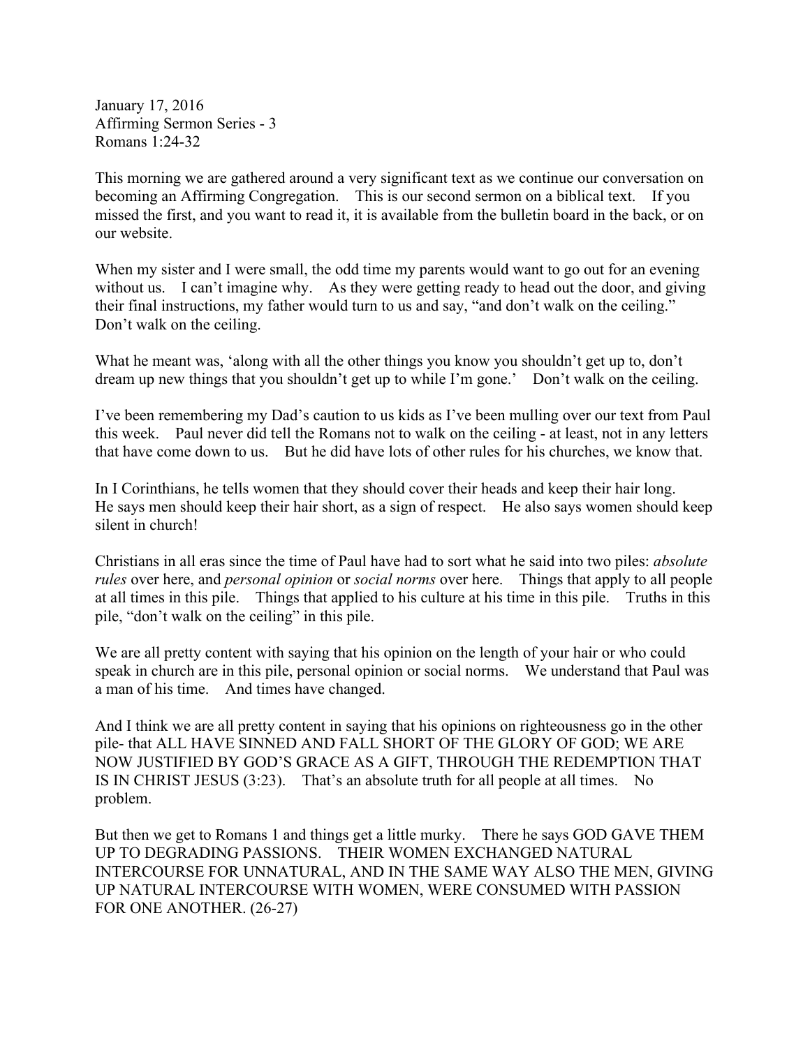January 17, 2016
Affirming Sermon Series - 3
Romans 1:24-32

This morning we are gathered around a very significant text as we continue our conversation on becoming an Affirming Congregation. This is our second sermon on a biblical text. If you missed the first, and you want to read it, it is available from the bulletin board in the back, or on our website.

When my sister and I were small, the odd time my parents would want to go out for an evening without us. I can't imagine why. As they were getting ready to head out the door, and giving their final instructions, my father would turn to us and say, "and don't walk on the ceiling." Don't walk on the ceiling.

What he meant was, 'along with all the other things you know you shouldn't get up to, don't dream up new things that you shouldn't get up to while I'm gone.' Don't walk on the ceiling.

I've been remembering my Dad's caution to us kids as I've been mulling over our text from Paul this week. Paul never did tell the Romans not to walk on the ceiling - at least, not in any letters that have come down to us. But he did have lots of other rules for his churches, we know that.

In I Corinthians, he tells women that they should cover their heads and keep their hair long. He says men should keep their hair short, as a sign of respect. He also says women should keep silent in church!

Christians in all eras since the time of Paul have had to sort what he said into two piles: *absolute rules* over here, and *personal opinion* or *social norms* over here. Things that apply to all people at all times in this pile. Things that applied to his culture at his time in this pile. Truths in this pile, "don't walk on the ceiling" in this pile.

We are all pretty content with saying that his opinion on the length of your hair or who could speak in church are in this pile, personal opinion or social norms. We understand that Paul was a man of his time. And times have changed.

And I think we are all pretty content in saying that his opinions on righteousness go in the other pile- that ALL HAVE SINNED AND FALL SHORT OF THE GLORY OF GOD; WE ARE NOW JUSTIFIED BY GOD'S GRACE AS A GIFT, THROUGH THE REDEMPTION THAT IS IN CHRIST JESUS (3:23). That's an absolute truth for all people at all times. No problem.

But then we get to Romans 1 and things get a little murky. There he says GOD GAVE THEM UP TO DEGRADING PASSIONS. THEIR WOMEN EXCHANGED NATURAL INTERCOURSE FOR UNNATURAL, AND IN THE SAME WAY ALSO THE MEN, GIVING UP NATURAL INTERCOURSE WITH WOMEN, WERE CONSUMED WITH PASSION FOR ONE ANOTHER. (26-27)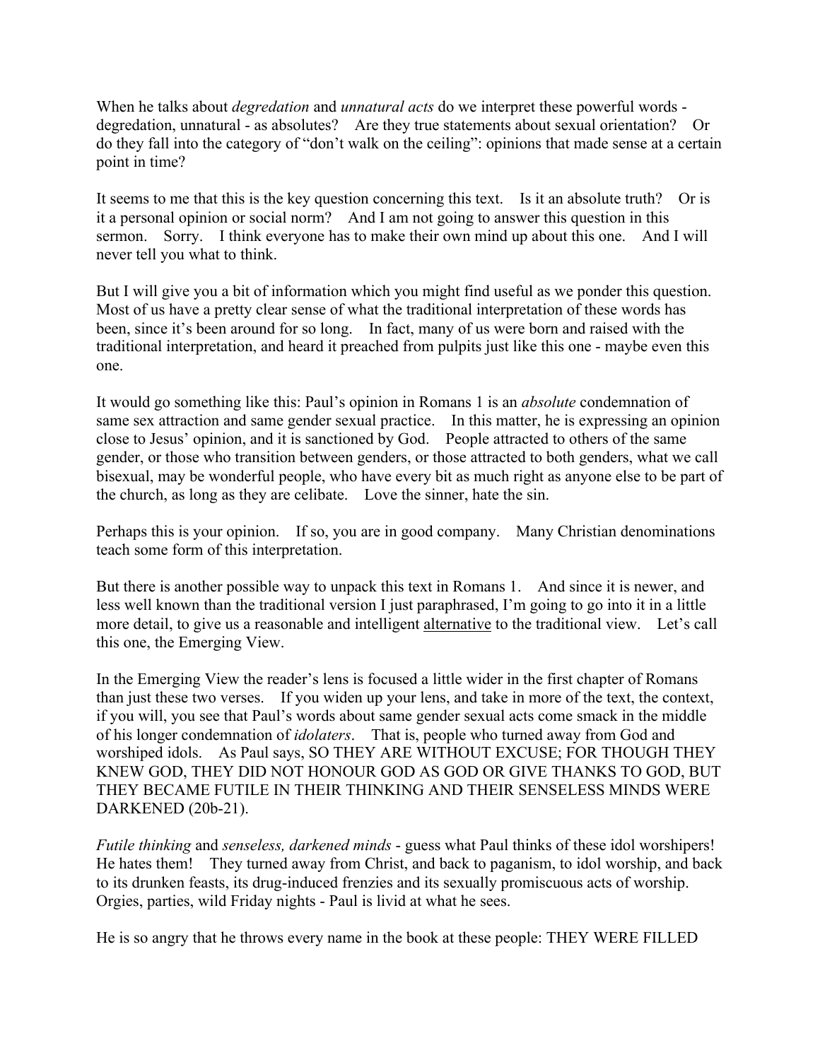When he talks about *degredation* and *unnatural acts* do we interpret these powerful words - degredation, unnatural - as absolutes? Are they true statements about sexual orientation? Or do they fall into the category of "don't walk on the ceiling": opinions that made sense at a certain point in time?

It seems to me that this is the key question concerning this text. Is it an absolute truth? Or is it a personal opinion or social norm? And I am not going to answer this question in this sermon. Sorry. I think everyone has to make their own mind up about this one. And I will never tell you what to think.

But I will give you a bit of information which you might find useful as we ponder this question. Most of us have a pretty clear sense of what the traditional interpretation of these words has been, since it's been around for so long. In fact, many of us were born and raised with the traditional interpretation, and heard it preached from pulpits just like this one - maybe even this one.

It would go something like this: Paul's opinion in Romans 1 is an *absolute* condemnation of same sex attraction and same gender sexual practice. In this matter, he is expressing an opinion close to Jesus' opinion, and it is sanctioned by God. People attracted to others of the same gender, or those who transition between genders, or those attracted to both genders, what we call bisexual, may be wonderful people, who have every bit as much right as anyone else to be part of the church, as long as they are celibate. Love the sinner, hate the sin.

Perhaps this is your opinion. If so, you are in good company. Many Christian denominations teach some form of this interpretation.

But there is another possible way to unpack this text in Romans 1. And since it is newer, and less well known than the traditional version I just paraphrased, I'm going to go into it in a little more detail, to give us a reasonable and intelligent <u>alternative</u> to the traditional view. Let's call this one, the Emerging View.

In the Emerging View the reader's lens is focused a little wider in the first chapter of Romans than just these two verses. If you widen up your lens, and take in more of the text, the context, if you will, you see that Paul's words about same gender sexual acts come smack in the middle of his longer condemnation of *idolaters*. That is, people who turned away from God and worshiped idols. As Paul says, SO THEY ARE WITHOUT EXCUSE; FOR THOUGH THEY KNEW GOD, THEY DID NOT HONOUR GOD AS GOD OR GIVE THANKS TO GOD, BUT THEY BECAME FUTILE IN THEIR THINKING AND THEIR SENSELESS MINDS WERE DARKENED (20b-21).

*Futile thinking* and *senseless, darkened minds* - guess what Paul thinks of these idol worshipers! He hates them! They turned away from Christ, and back to paganism, to idol worship, and back to its drunken feasts, its drug-induced frenzies and its sexually promiscuous acts of worship. Orgies, parties, wild Friday nights - Paul is livid at what he sees.

He is so angry that he throws every name in the book at these people: THEY WERE FILLED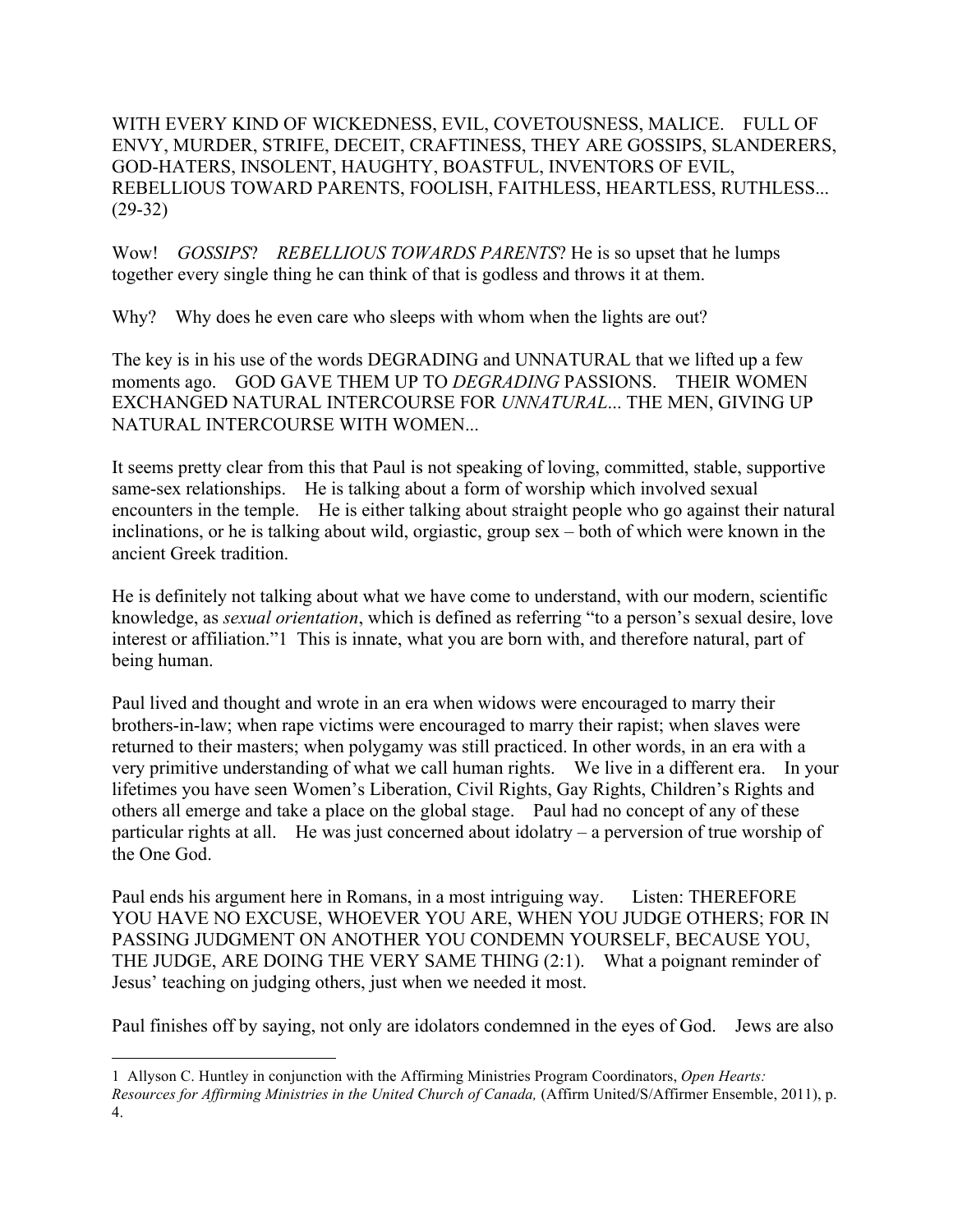WITH EVERY KIND OF WICKEDNESS, EVIL, COVETOUSNESS, MALICE. FULL OF ENVY, MURDER, STRIFE, DECEIT, CRAFTINESS, THEY ARE GOSSIPS, SLANDERERS, GOD-HATERS, INSOLENT, HAUGHTY, BOASTFUL, INVENTORS OF EVIL, REBELLIOUS TOWARD PARENTS, FOOLISH, FAITHLESS, HEARTLESS, RUTHLESS... (29-32)

Wow! *GOSSIPS*? *REBELLIOUS TOWARDS PARENTS*? He is so upset that he lumps together every single thing he can think of that is godless and throws it at them.

Why? Why does he even care who sleeps with whom when the lights are out?

The key is in his use of the words DEGRADING and UNNATURAL that we lifted up a few moments ago. GOD GAVE THEM UP TO *DEGRADING* PASSIONS. THEIR WOMEN EXCHANGED NATURAL INTERCOURSE FOR *UNNATURAL*... THE MEN, GIVING UP NATURAL INTERCOURSE WITH WOMEN...

It seems pretty clear from this that Paul is not speaking of loving, committed, stable, supportive same-sex relationships. He is talking about a form of worship which involved sexual encounters in the temple. He is either talking about straight people who go against their natural inclinations, or he is talking about wild, orgiastic, group sex – both of which were known in the ancient Greek tradition.

He is definitely not talking about what we have come to understand, with our modern, scientific knowledge, as *sexual orientation*, which is defined as referring "to a person's sexual desire, love interest or affiliation."[1] This is innate, what you are born with, and therefore natural, part of being human.

Paul lived and thought and wrote in an era when widows were encouraged to marry their brothers-in-law; when rape victims were encouraged to marry their rapist; when slaves were returned to their masters; when polygamy was still practiced. In other words, in an era with a very primitive understanding of what we call human rights. We live in a different era. In your lifetimes you have seen Women's Liberation, Civil Rights, Gay Rights, Children's Rights and others all emerge and take a place on the global stage. Paul had no concept of any of these particular rights at all. He was just concerned about idolatry – a perversion of true worship of the One God.

Paul ends his argument here in Romans, in a most intriguing way. Listen: THEREFORE YOU HAVE NO EXCUSE, WHOEVER YOU ARE, WHEN YOU JUDGE OTHERS; FOR IN PASSING JUDGMENT ON ANOTHER YOU CONDEMN YOURSELF, BECAUSE YOU, THE JUDGE, ARE DOING THE VERY SAME THING (2:1). What a poignant reminder of Jesus' teaching on judging others, just when we needed it most.

Paul finishes off by saying, not only are idolators condemned in the eyes of God. Jews are also

---

1 Allyson C. Huntley in conjunction with the Affirming Ministries Program Coordinators, *Open Hearts: Resources for Affirming Ministries in the United Church of Canada,* (Affirm United/S/Affirmer Ensemble, 2011), p. 4.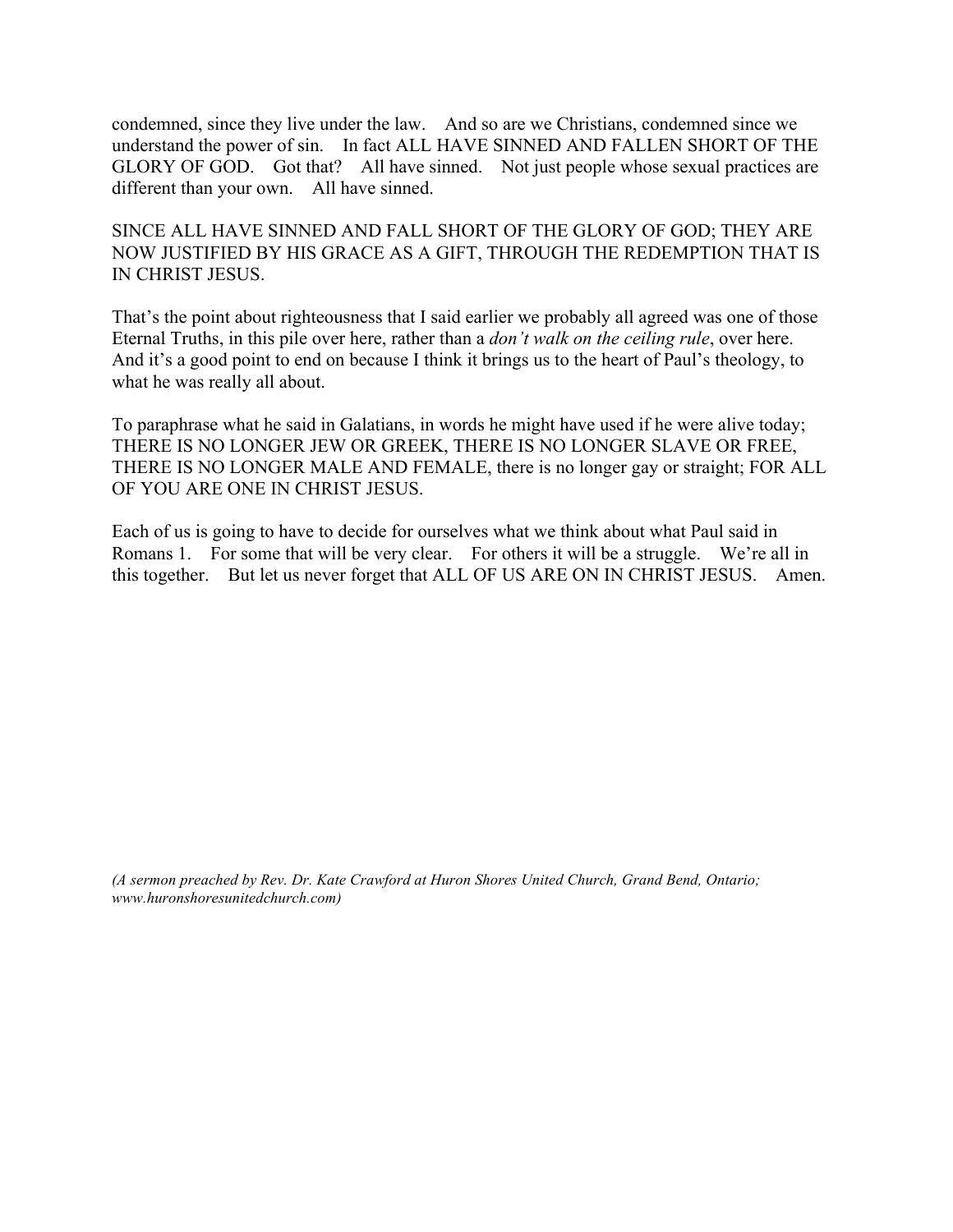condemned, since they live under the law. And so are we Christians, condemned since we understand the power of sin. In fact ALL HAVE SINNED AND FALLEN SHORT OF THE GLORY OF GOD. Got that? All have sinned. Not just people whose sexual practices are different than your own. All have sinned.

SINCE ALL HAVE SINNED AND FALL SHORT OF THE GLORY OF GOD; THEY ARE NOW JUSTIFIED BY HIS GRACE AS A GIFT, THROUGH THE REDEMPTION THAT IS IN CHRIST JESUS.

That's the point about righteousness that I said earlier we probably all agreed was one of those Eternal Truths, in this pile over here, rather than a *don't walk on the ceiling rule*, over here. And it's a good point to end on because I think it brings us to the heart of Paul's theology, to what he was really all about.

To paraphrase what he said in Galatians, in words he might have used if he were alive today; THERE IS NO LONGER JEW OR GREEK, THERE IS NO LONGER SLAVE OR FREE, THERE IS NO LONGER MALE AND FEMALE, there is no longer gay or straight; FOR ALL OF YOU ARE ONE IN CHRIST JESUS.

Each of us is going to have to decide for ourselves what we think about what Paul said in Romans 1. For some that will be very clear. For others it will be a struggle. We're all in this together. But let us never forget that ALL OF US ARE ON IN CHRIST JESUS. Amen.

*(A sermon preached by Rev. Dr. Kate Crawford at Huron Shores United Church, Grand Bend, Ontario; www.huronshoresunitedchurch.com)*